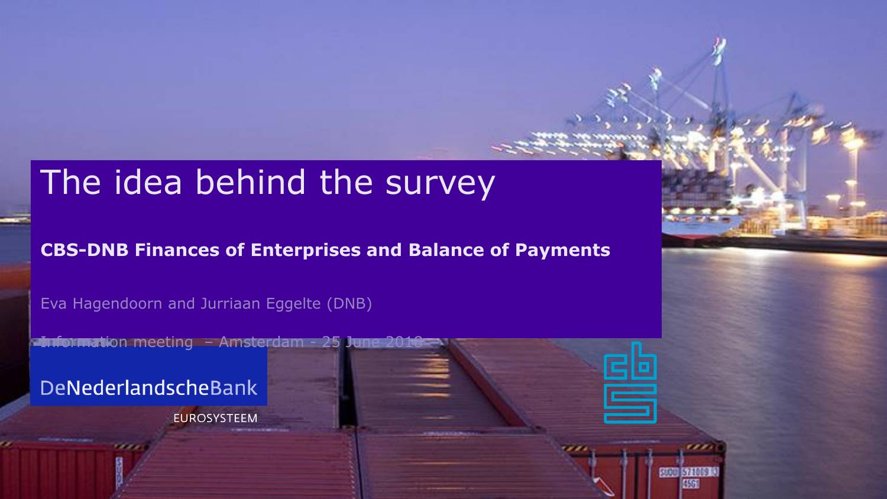# The idea behind the survey

**CBS-DNB Finances of Enterprises and Balance of Payments**

Eva Hagendoorn and Jurriaan Eggelte (DNB)

Information meeting – Amsterdam - 25 June 2018

DeNederlandscheBank

EUROSYSTEEM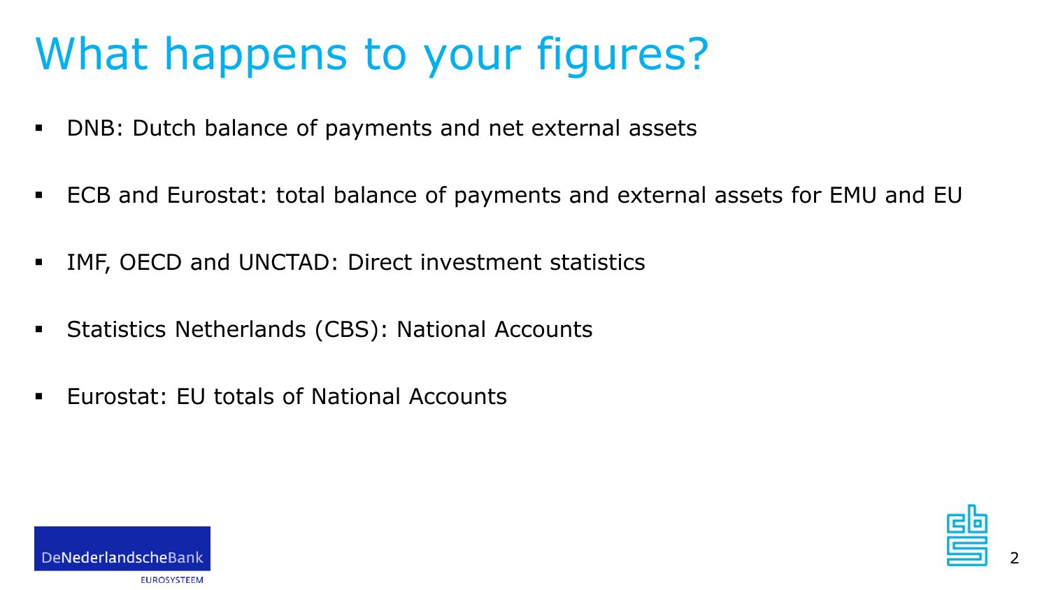# What happens to your figures?

- DNB: Dutch balance of payments and net external assets
- ECB and Eurostat: total balance of payments and external assets for EMU and EU
- IMF, OECD and UNCTAD: Direct investment statistics
- Statistics Netherlands (CBS): National Accounts
- Eurostat: EU totals of National Accounts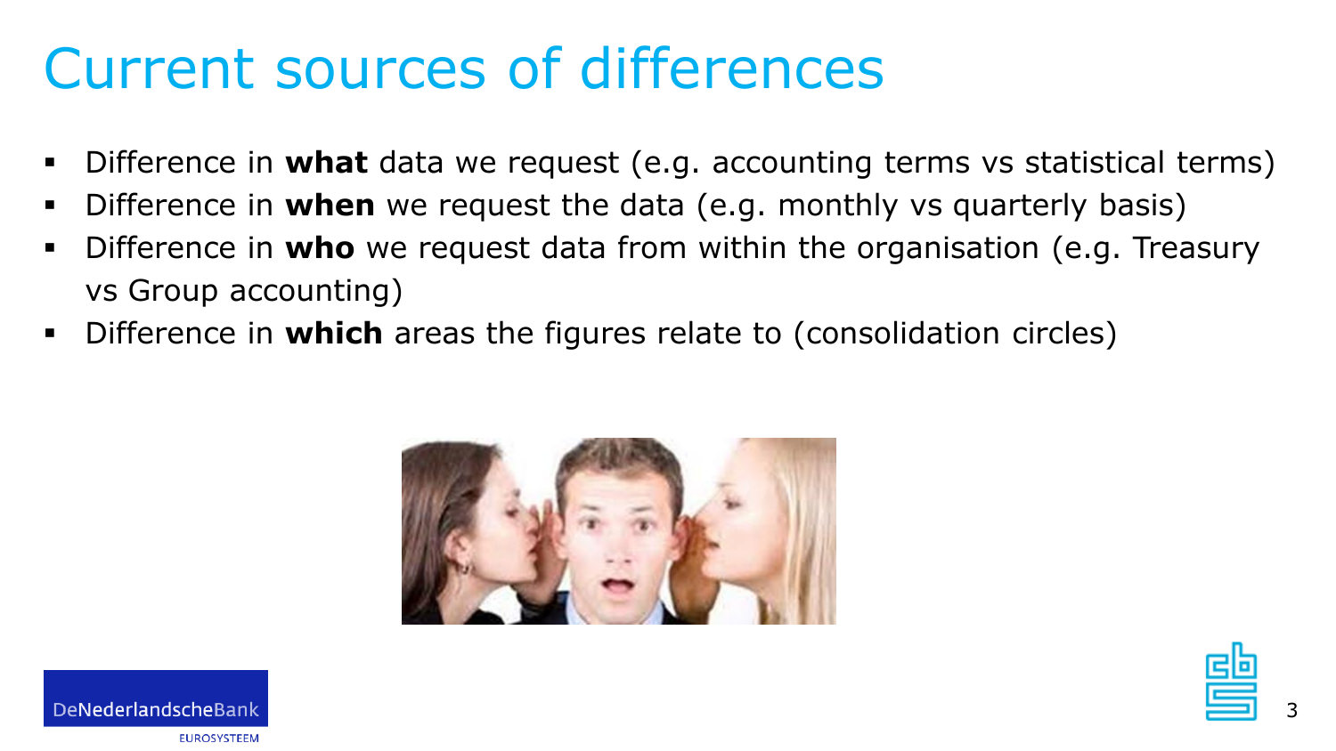# Current sources of differences

- Difference in **what** data we request (e.g. accounting terms vs statistical terms)
- Difference in **when** we request the data (e.g. monthly vs quarterly basis)
- Difference in **who** we request data from within the organisation (e.g. Treasury vs Group accounting)
- Difference in **which** areas the figures relate to (consolidation circles)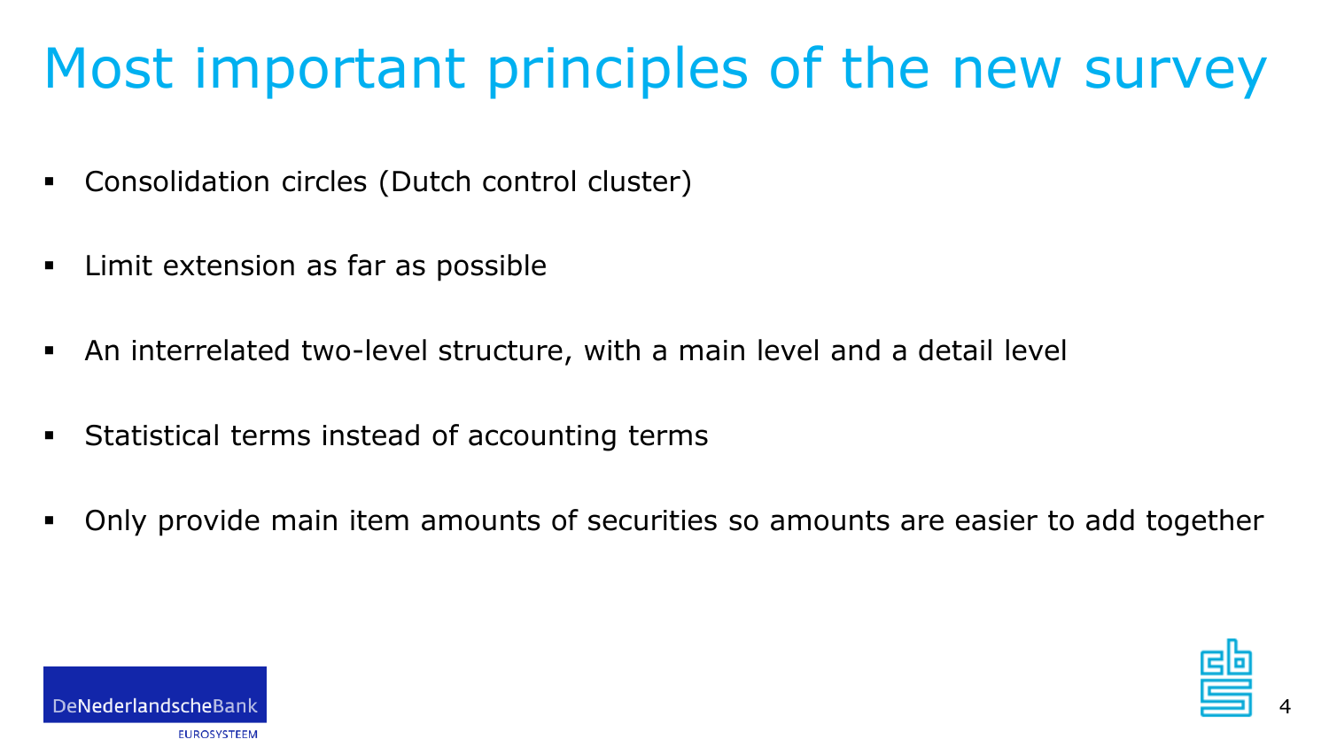# Most important principles of the new survey

- Consolidation circles (Dutch control cluster)
- Limit extension as far as possible
- An interrelated two-level structure, with a main level and a detail level
- Statistical terms instead of accounting terms
- Only provide main item amounts of securities so amounts are easier to add together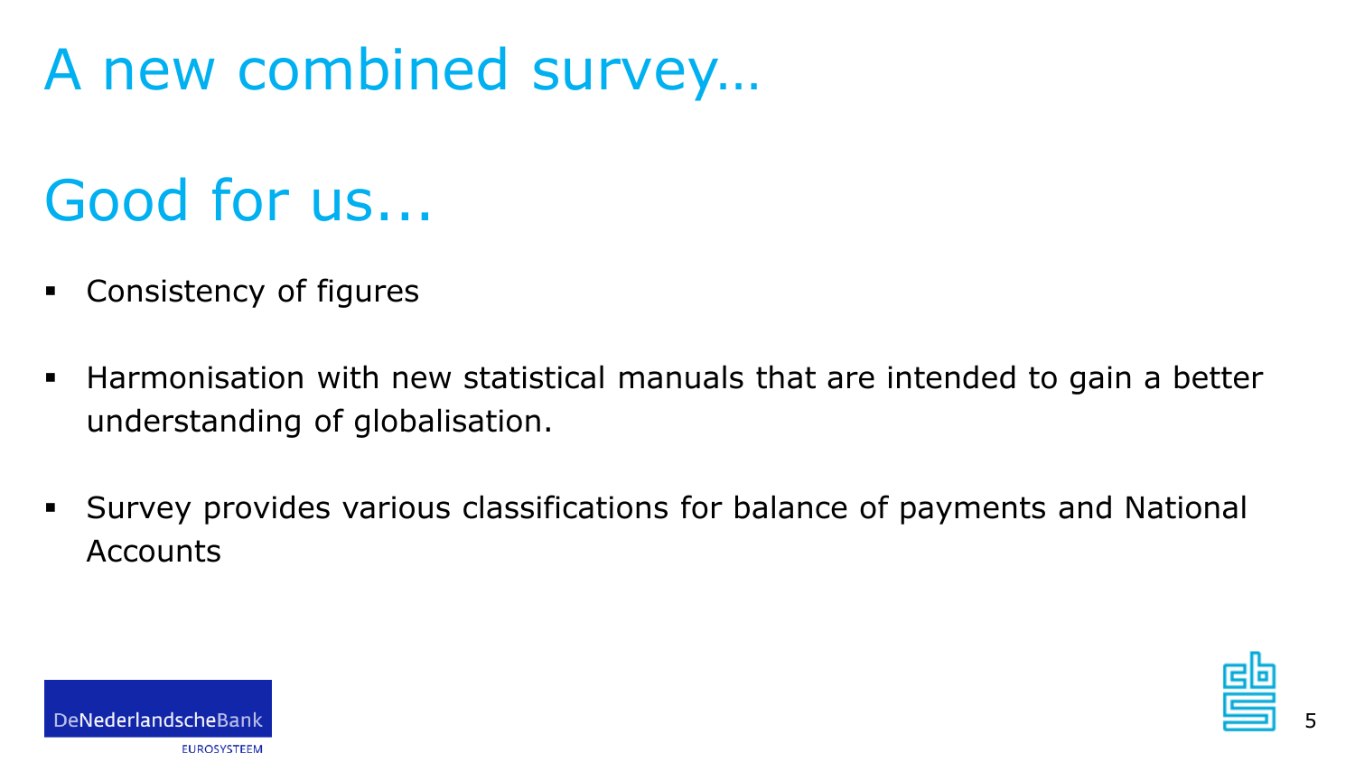# A new combined survey…

## Good for us…

- Consistency of figures
- Harmonisation with new statistical manuals that are intended to gain a better understanding of globalisation.
- Survey provides various classifications for balance of payments and National Accounts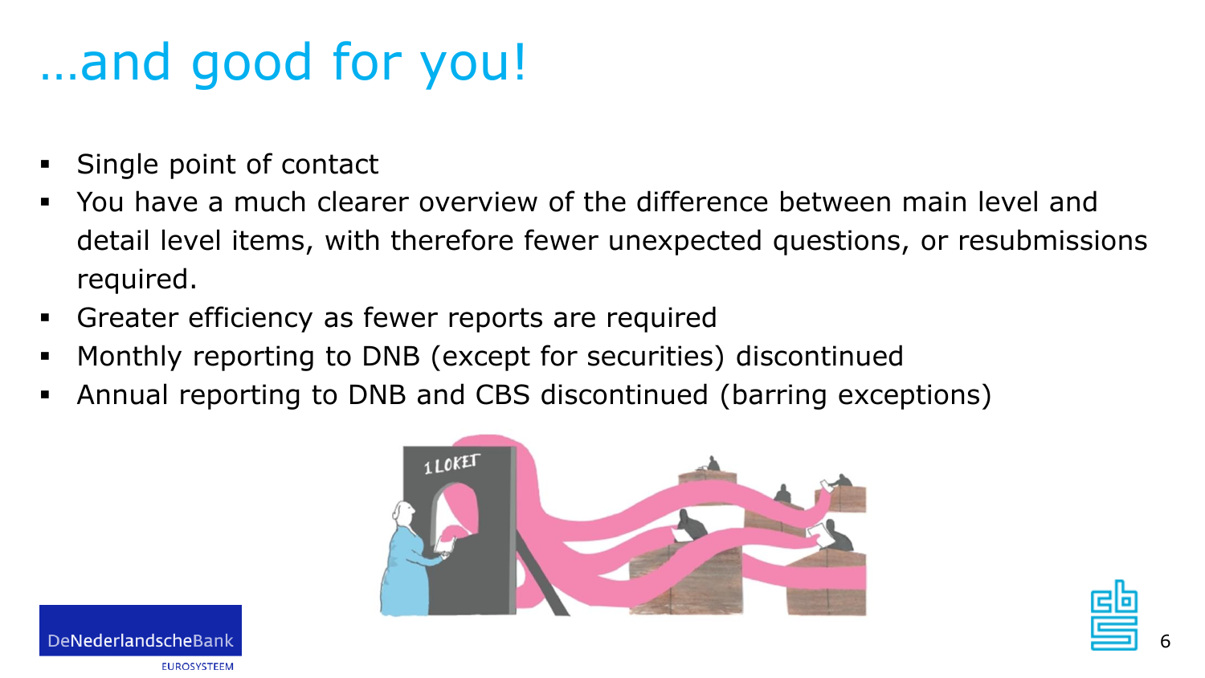# …and good for you!

- Single point of contact
- You have a much clearer overview of the difference between main level and detail level items, with therefore fewer unexpected questions, or resubmissions required.
- Greater efficiency as fewer reports are required
- Monthly reporting to DNB (except for securities) discontinued
- Annual reporting to DNB and CBS discontinued (barring exceptions)